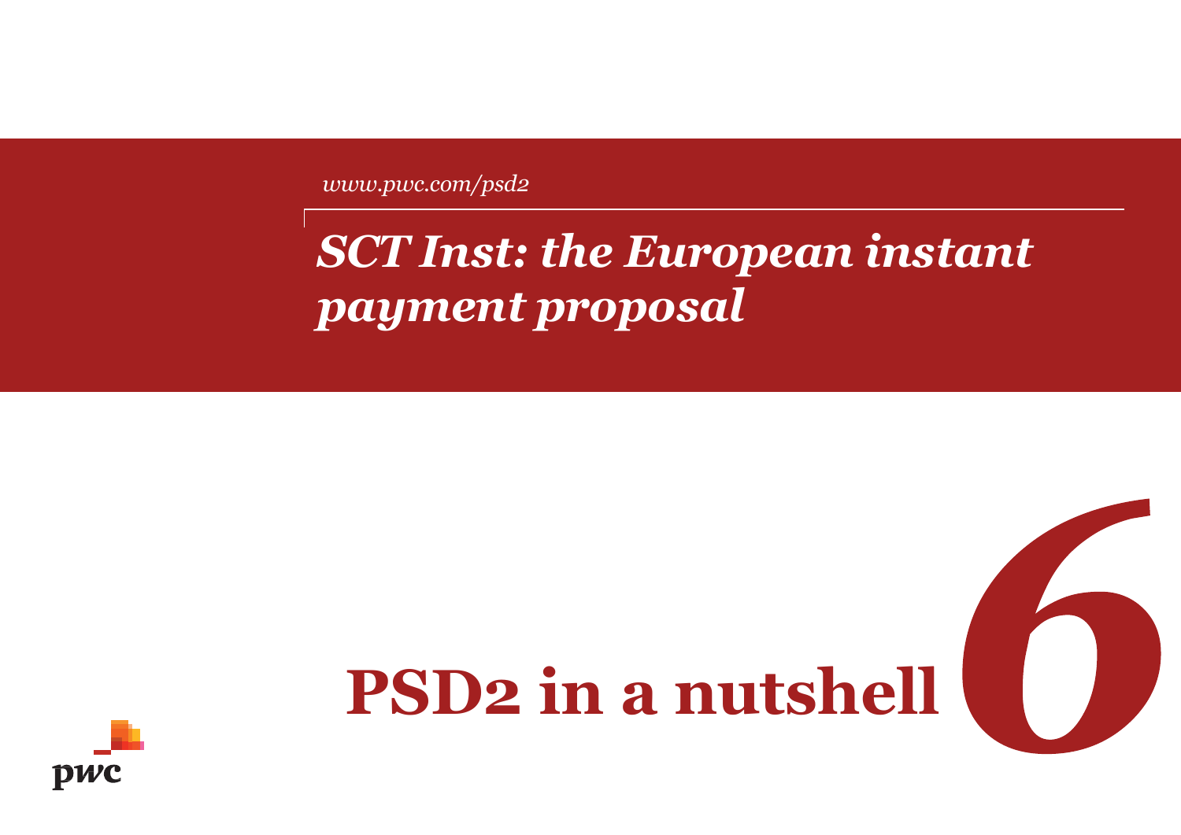*www.pwc.com/psd2*

# *SCT Inst: the European instant payment proposal*

# PSD2 in a nutshell *6*

pwc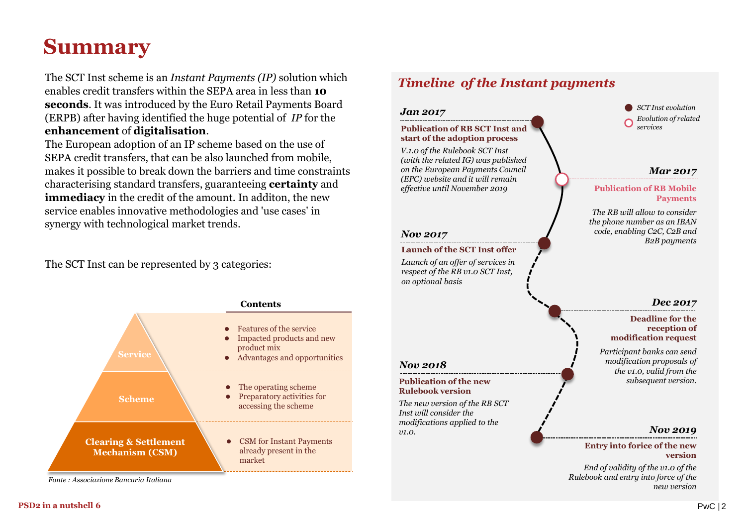# Summary

The SCT Inst scheme is an *Instant Payments (IP)* solution which enables credit transfers within the SEPA area in less than **10 seconds**. It was introduced by the Euro Retail Payments Board (ERPB) after having identified the huge potential of *IP* for the **enhancement** of **digitalisation**.

The European adoption of an IP scheme based on the use of SEPA credit transfers, that can be also launched from mobile, makes it possible to break down the barriers and time constraints characterising standard transfers, guaranteeing **certainty** and **immediacy** in the credit of the amount. In additon, the new service enables innovative methodologies and 'use cases' in synergy with technological market trends.

The SCT Inst can be represented by 3 categories:

| | Contents |
|---|---|
| **Service** | • Features of the service<br>• Impacted products and new product mix<br>• Advantages and opportunities |
| **Scheme** | • The operating scheme<br>• Preparatory activities for accessing the scheme |
| **Clearing & Settlement Mechanism (CSM)** | • CSM for Instant Payments already present in the market |

*Fonte : Associazione Bancaria Italiana*

## *Timeline of the Instant payments*

*SCT Inst evolution* / *Evolution of related services*

***Jan 2017***

**Publication of RB SCT Inst and start of the adoption process**

*V.1.0 of the Rulebook SCT Inst (with the related IG) was published on the European Payments Council (EPC) website and it will remain effective until November 2019*

***Mar 2017***

**Publication of RB Mobile Payments**

*The RB will allow to consider the phone number as an IBAN code, enabling C2C, C2B and B2B payments*

***Nov 2017***

**Launch of the SCT Inst offer**

*Launch of an offer of services in respect of the RB v1.0 SCT Inst, on optional basis*

***Dec 2017***

**Deadline for the reception of modification request**

*Participant banks can send modification proposals of the v1.0, valid from the subsequent version.*

***Nov 2018***

**Publication of the new Rulebook version**

*The new version of the RB SCT Inst will consider the modifications applied to the v1.0.*

***Nov 2019***

**Entry into force of the new version**

*End of validity of the v1.0 of the Rulebook and entry into force of the new version*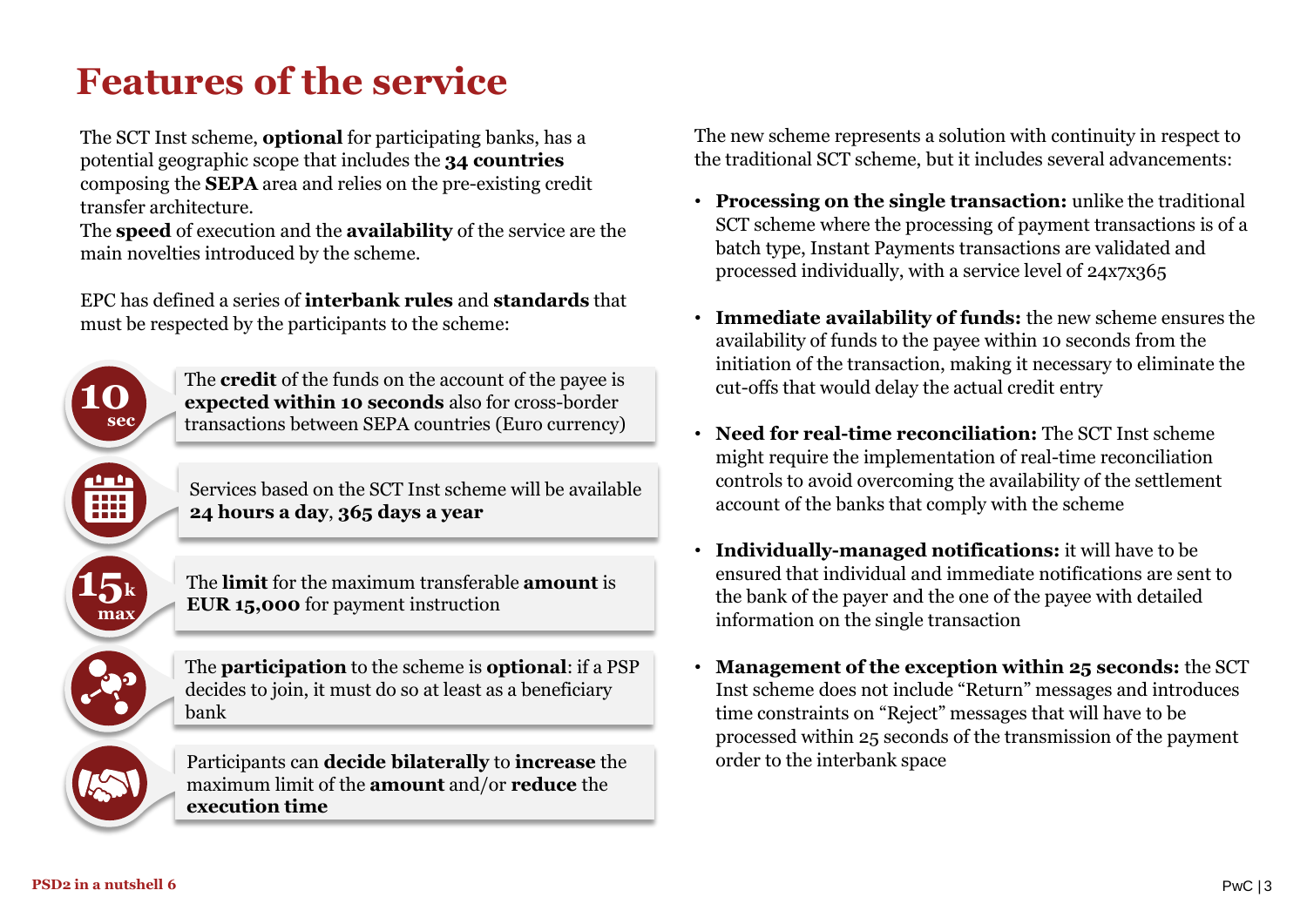# Features of the service

The SCT Inst scheme, **optional** for participating banks, has a potential geographic scope that includes the **34 countries** composing the **SEPA** area and relies on the pre-existing credit transfer architecture.
The **speed** of execution and the **availability** of the service are the main novelties introduced by the scheme.

EPC has defined a series of **interbank rules** and **standards** that must be respected by the participants to the scheme:

- **10 sec** — The **credit** of the funds on the account of the payee is **expected within 10 seconds** also for cross-border transactions between SEPA countries (Euro currency)
- Services based on the SCT Inst scheme will be available **24 hours a day**, **365 days a year**
- **15k max** — The **limit** for the maximum transferable **amount** is **EUR 15,000** for payment instruction
- The **participation** to the scheme is **optional**: if a PSP decides to join, it must do so at least as a beneficiary bank
- Participants can **decide bilaterally** to **increase** the maximum limit of the **amount** and/or **reduce** the **execution time**

The new scheme represents a solution with continuity in respect to the traditional SCT scheme, but it includes several advancements:

- **Processing on the single transaction:** unlike the traditional SCT scheme where the processing of payment transactions is of a batch type, Instant Payments transactions are validated and processed individually, with a service level of 24x7x365
- **Immediate availability of funds:** the new scheme ensures the availability of funds to the payee within 10 seconds from the initiation of the transaction, making it necessary to eliminate the cut-offs that would delay the actual credit entry
- **Need for real-time reconciliation:** The SCT Inst scheme might require the implementation of real-time reconciliation controls to avoid overcoming the availability of the settlement account of the banks that comply with the scheme
- **Individually-managed notifications:** it will have to be ensured that individual and immediate notifications are sent to the bank of the payer and the one of the payee with detailed information on the single transaction
- **Management of the exception within 25 seconds:** the SCT Inst scheme does not include "Return" messages and introduces time constraints on "Reject" messages that will have to be processed within 25 seconds of the transmission of the payment order to the interbank space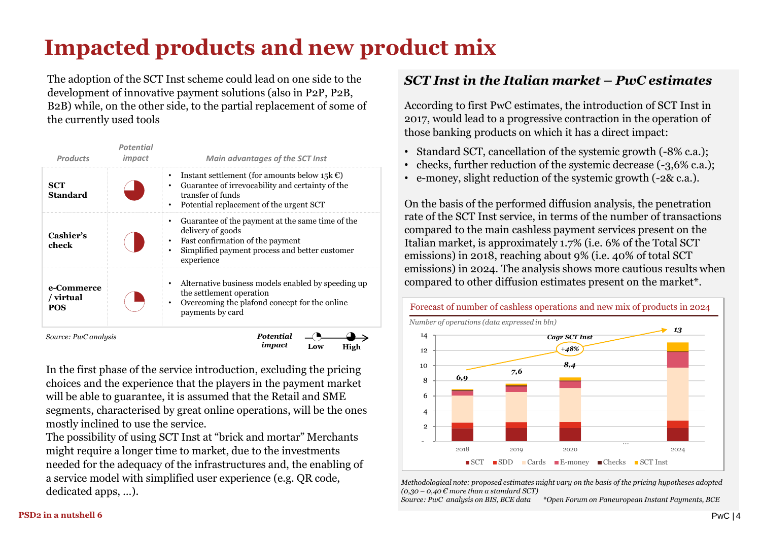# Impacted products and new product mix

The adoption of the SCT Inst scheme could lead on one side to the development of innovative payment solutions (also in P2P, P2B, B2B) while, on the other side, to the partial replacement of some of the currently used tools

| Products | Potential impact | Main advantages of the SCT Inst |
|---|---|---|
| **SCT Standard** | High (¾) | • Instant settlement (for amounts below 15k €)<br>• Guarantee of irrevocability and certainty of the transfer of funds<br>• Potential replacement of the urgent SCT |
| **Cashier's check** | Medium (½) | • Guarantee of the payment at the same time of the delivery of goods<br>• Fast confirmation of the payment<br>• Simplified payment process and better customer experience |
| **e-Commerce / virtual POS** | Low (¼) | • Alternative business models enabled by speeding up the settlement operation<br>• Overcoming the plafond concept for the online payments by card |

*Source: PwC analysis*

*Potential impact*: Low → High

In the first phase of the service introduction, excluding the pricing choices and the experience that the players in the payment market will be able to guarantee, it is assumed that the Retail and SME segments, characterised by great online operations, will be the ones mostly inclined to use the service.

The possibility of using SCT Inst at "brick and mortar" Merchants might require a longer time to market, due to the investments needed for the adequacy of the infrastructures and, the enabling of a service model with simplified user experience (e.g. QR code, dedicated apps, …).

## *SCT Inst in the Italian market – PwC estimates*

According to first PwC estimates, the introduction of SCT Inst in 2017, would lead to a progressive contraction in the operation of those banking products on which it has a direct impact:

- Standard SCT, cancellation of the systemic growth (-8% c.a.);
- checks, further reduction of the systemic decrease (-3,6% c.a.);
- e-money, slight reduction of the systemic growth (-2& c.a.).

On the basis of the performed diffusion analysis, the penetration rate of the SCT Inst service, in terms of the number of transactions compared to the main cashless payment services present on the Italian market, is approximately 1.7% (i.e. 6% of the Total SCT emissions) in 2018, reaching about 9% (i.e. 40% of total SCT emissions) in 2024. The analysis shows more cautious results when compared to other diffusion estimates present on the market*.

**Forecast of number of cashless operations and new mix of products in 2024**

*Number of operations (data expressed in bln)*

| Year | Total |
|---|---|
| 2018 | 6,9 |
| 2019 | 7,6 |
| 2020 | 8,4 |
| … | |
| 2024 | 13 |

Cagr SCT Inst: +48%

Legend: SCT, SDD, Cards, E-money, Checks, SCT Inst

*Methodological note: proposed estimates might vary on the basis of the pricing hypotheses adopted (0,30 – 0,40 € more than a standard SCT)*

*Source: PwC analysis on BIS, BCE data* *\*Open Forum on Paneuropean Instant Payments, BCE*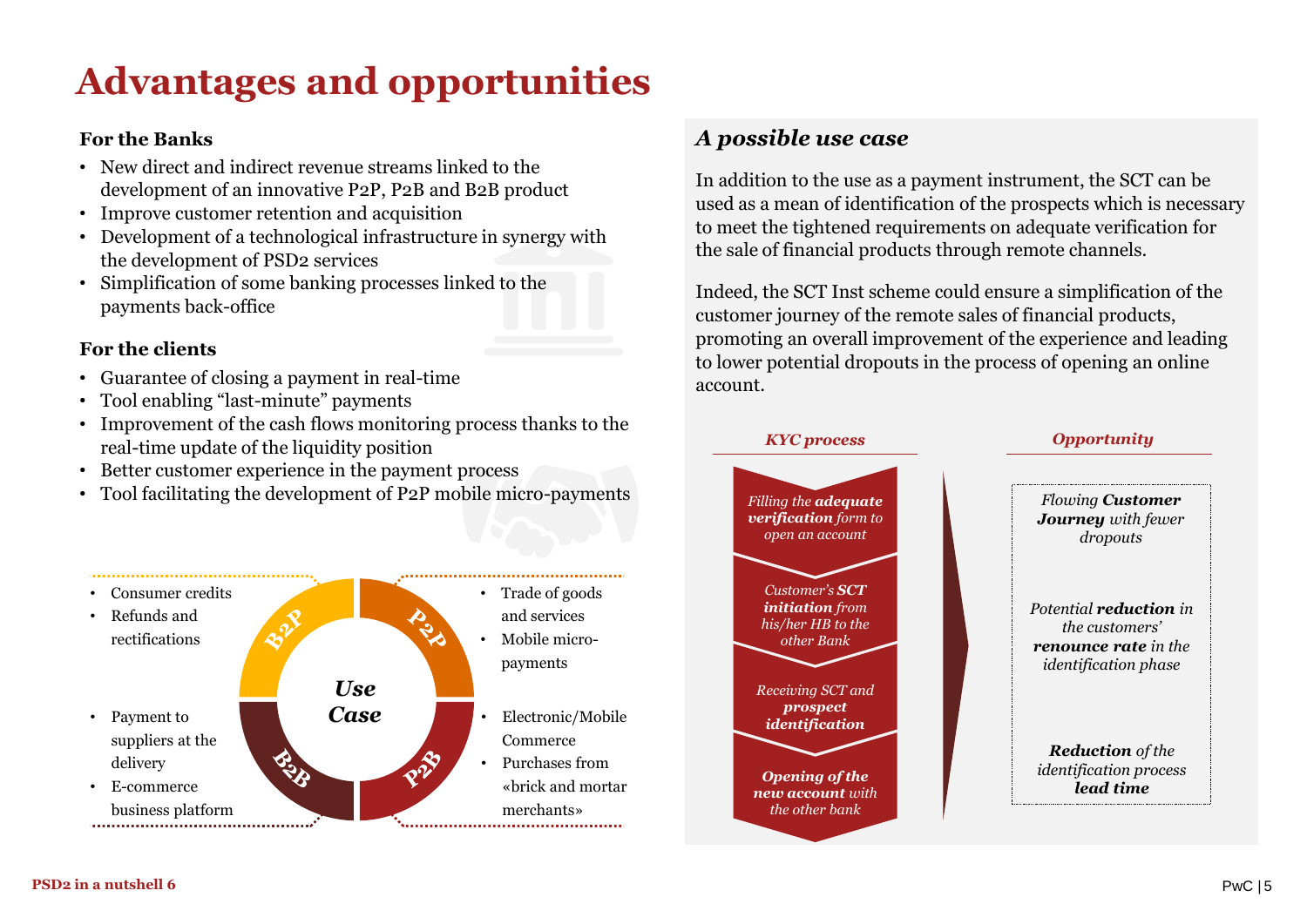# Advantages and opportunities

**For the Banks**

- New direct and indirect revenue streams linked to the development of an innovative P2P, P2B and B2B product
- Improve customer retention and acquisition
- Development of a technological infrastructure in synergy with the development of PSD2 services
- Simplification of some banking processes linked to the payments back-office

**For the clients**

- Guarantee of closing a payment in real-time
- Tool enabling "last-minute" payments
- Improvement of the cash flows monitoring process thanks to the real-time update of the liquidity position
- Better customer experience in the payment process
- Tool facilitating the development of P2P mobile micro-payments

***Use Case***

**B2P**
- Consumer credits
- Refunds and rectifications

**P2P**
- Trade of goods and services
- Mobile micro-payments

**B2B**
- Payment to suppliers at the delivery
- E-commerce business platform

**P2B**
- Electronic/Mobile Commerce
- Purchases from «brick and mortar merchants»

## *A possible use case*

In addition to the use as a payment instrument, the SCT can be used as a mean of identification of the prospects which is necessary to meet the tightened requirements on adequate verification for the sale of financial products through remote channels.

Indeed, the SCT Inst scheme could ensure a simplification of the customer journey of the remote sales of financial products, promoting an overall improvement of the experience and leading to lower potential dropouts in the process of opening an online account.

| *KYC process* | *Opportunity* |
| --- | --- |
| *Filling the **adequate verification** form to open an account* | *Flowing **Customer Journey** with fewer dropouts* |
| *Customer's **SCT initiation** from his/her HB to the other Bank* | *Potential **reduction** in the customers' **renounce rate** in the identification phase* |
| *Receiving SCT and **prospect identification*** | ***Reduction** of the identification process **lead time*** |
| ***Opening of the new account** with the other bank* | |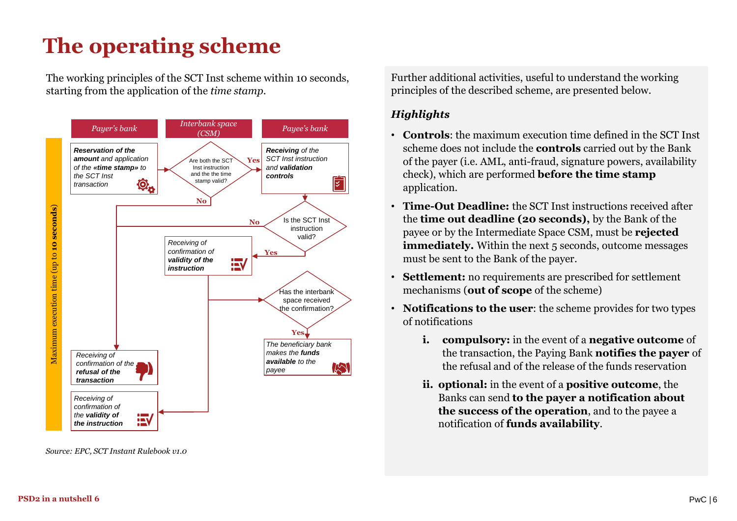# The operating scheme

The working principles of the SCT Inst scheme within 10 seconds, starting from the application of the *time stamp*.

Maximum execution time (up to **10 seconds**)

| Payer's bank | Interbank space (CSM) | Payee's bank |
|---|---|---|

***Reservation of the amount** and application of the **«time stamp»** to the SCT Inst transaction*

Are both the SCT Inst instruction and the the time stamp valid? — **Yes** / **No**

***Receiving** of the SCT Inst instruction and **validation controls***

Is the SCT Inst instruction valid? — **No** / **Yes**

*Receiving of confirmation of **validity of the instruction***

Has the interbank space received the confirmation? — **Yes**

*The beneficiary bank makes the **funds available** to the payee*

*Receiving of confirmation of the **refusal of the transaction***

*Receiving of confirmation of the **validity of the instruction***

*Source: EPC, SCT Instant Rulebook v1.0*

Further additional activities, useful to understand the working principles of the described scheme, are presented below.

### *Highlights*

- **Controls**: the maximum execution time defined in the SCT Inst scheme does not include the **controls** carried out by the Bank of the payer (i.e. AML, anti-fraud, signature powers, availability check), which are performed **before the time stamp** application.
- **Time-Out Deadline:** the SCT Inst instructions received after the **time out deadline (20 seconds),** by the Bank of the payee or by the Intermediate Space CSM, must be **rejected immediately.** Within the next 5 seconds, outcome messages must be sent to the Bank of the payer.
- **Settlement:** no requirements are prescribed for settlement mechanisms (**out of scope** of the scheme)
- **Notifications to the user**: the scheme provides for two types of notifications
  - **i. compulsory:** in the event of a **negative outcome** of the transaction, the Paying Bank **notifies the payer** of the refusal and of the release of the funds reservation
  - **ii. optional:** in the event of a **positive outcome**, the Banks can send **to the payer a notification about the success of the operation**, and to the payee a notification of **funds availability**.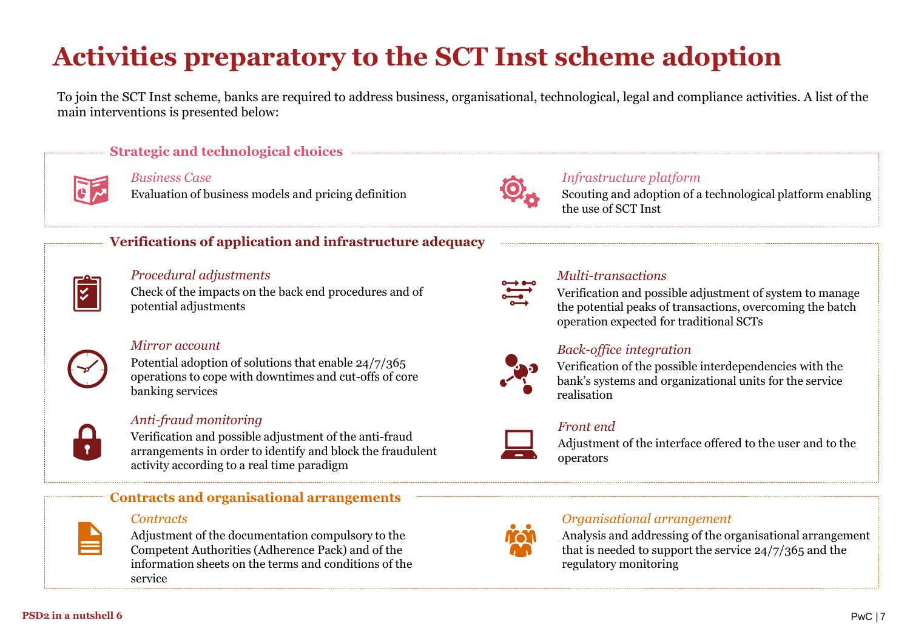# Activities preparatory to the SCT Inst scheme adoption

To join the SCT Inst scheme, banks are required to address business, organisational, technological, legal and compliance activities. A list of the main interventions is presented below:

## Strategic and technological choices

*Business Case*
Evaluation of business models and pricing definition

*Infrastructure platform*
Scouting and adoption of a technological platform enabling the use of SCT Inst

## Verifications of application and infrastructure adequacy

*Procedural adjustments*
Check of the impacts on the back end procedures and of potential adjustments

*Mirror account*
Potential adoption of solutions that enable 24/7/365 operations to cope with downtimes and cut-offs of core banking services

*Anti-fraud monitoring*
Verification and possible adjustment of the anti-fraud arrangements in order to identify and block the fraudulent activity according to a real time paradigm

*Multi-transactions*
Verification and possible adjustment of system to manage the potential peaks of transactions, overcoming the batch operation expected for traditional SCTs

*Back-office integration*
Verification of the possible interdependencies with the bank's systems and organizational units for the service realisation

*Front end*
Adjustment of the interface offered to the user and to the operators

## Contracts and organisational arrangements

*Contracts*
Adjustment of the documentation compulsory to the Competent Authorities (Adherence Pack) and of the information sheets on the terms and conditions of the service

*Organisational arrangement*
Analysis and addressing of the organisational arrangement that is needed to support the service 24/7/365 and the regulatory monitoring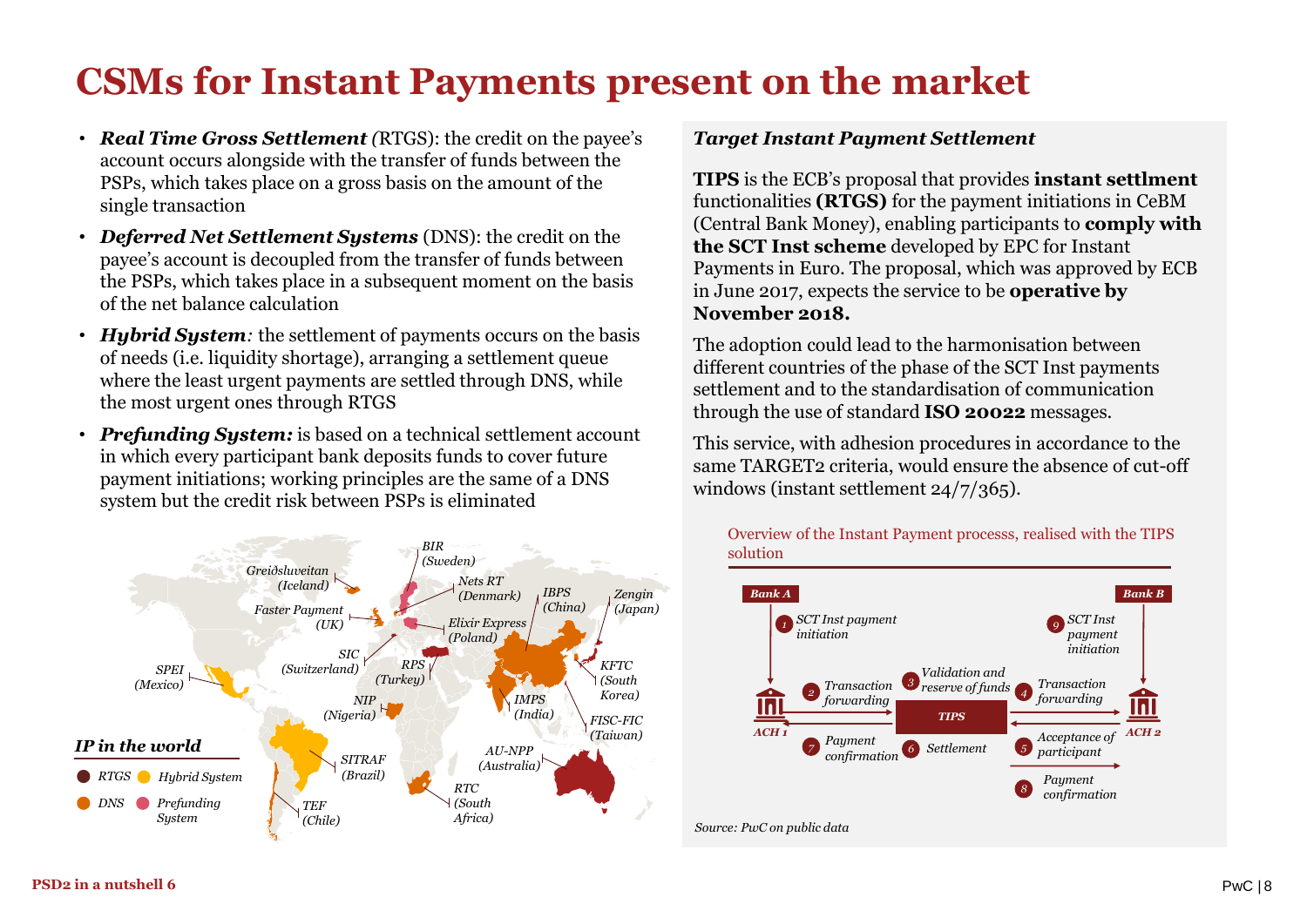# CSMs for Instant Payments present on the market

- ***Real Time Gross Settlement*** *(*RTGS): the credit on the payee's account occurs alongside with the transfer of funds between the PSPs, which takes place on a gross basis on the amount of the single transaction
- ***Deferred Net Settlement Systems*** (DNS): the credit on the payee's account is decoupled from the transfer of funds between the PSPs, which takes place in a subsequent moment on the basis of the net balance calculation
- ***Hybrid System****:* the settlement of payments occurs on the basis of needs (i.e. liquidity shortage), arranging a settlement queue where the least urgent payments are settled through DNS, while the most urgent ones through RTGS
- ***Prefunding System:*** is based on a technical settlement account in which every participant bank deposits funds to cover future payment initiations; working principles are the same of a DNS system but the credit risk between PSPs is eliminated

### *IP in the world*

- RTGS
- Hybrid System
- DNS
- Prefunding System

BIR (Sweden), Greiðsluveitan (Iceland), Nets RT (Denmark), IBPS (China), Zengin (Japan), Faster Payment (UK), Elixir Express (Poland), SIC (Switzerland), RPS (Turkey), KFTC (South Korea), SPEI (Mexico), NIP (Nigeria), IMPS (India), FISC-FIC (Taiwan), SITRAF (Brazil), AU-NPP (Australia), RTC (South Africa), TEF (Chile)

### *Target Instant Payment Settlement*

**TIPS** is the ECB's proposal that provides **instant settlment** functionalities **(RTGS)** for the payment initiations in CeBM (Central Bank Money), enabling participants to **comply with the SCT Inst scheme** developed by EPC for Instant Payments in Euro. The proposal, which was approved by ECB in June 2017, expects the service to be **operative by November 2018.**

The adoption could lead to the harmonisation between different countries of the phase of the SCT Inst payments settlement and to the standardisation of communication through the use of standard **ISO 20022** messages.

This service, with adhesion procedures in accordance to the same TARGET2 criteria, would ensure the absence of cut-off windows (instant settlement 24/7/365).

Overview of the Instant Payment processs, realised with the TIPS solution

Bank A → ACH 1 → TIPS → ACH 2 → Bank B

1. SCT Inst payment initiation
2. Transaction forwarding
3. Validation and reserve of funds
4. Transaction forwarding
5. Acceptance of participant
6. Settlement
7. Payment confirmation
8. Payment confirmation
9. SCT Inst payment initiation

*Source: PwC on public data*

**PSD2 in a nutshell 6**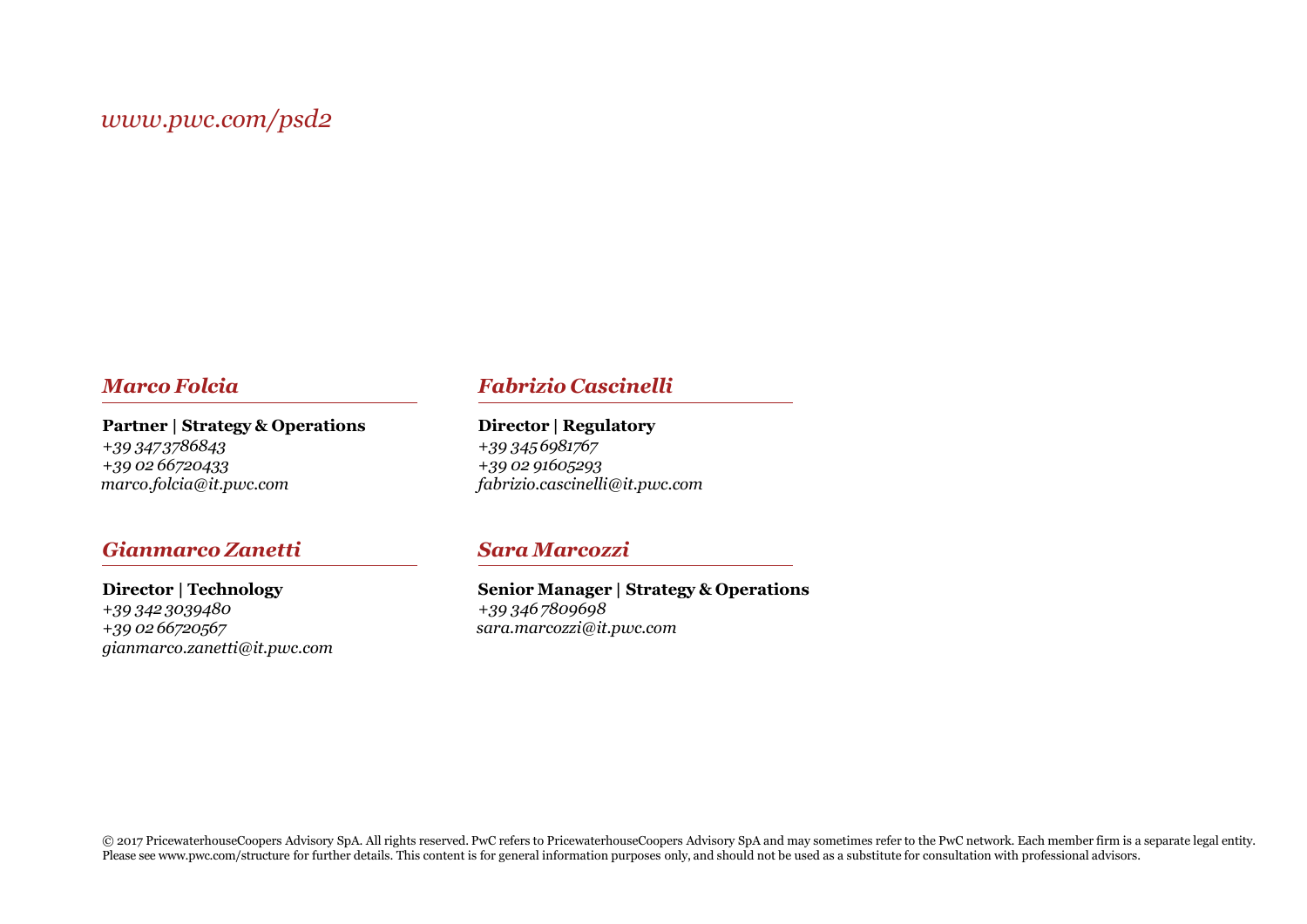*www.pwc.com/psd2*

### *Marco Folcia*

**Partner | Strategy & Operations**
*+39 347 3786843*
*+39 02 66720433*
*marco.folcia@it.pwc.com*

### *Fabrizio Cascinelli*

**Director | Regulatory**
*+39 345 6981767*
*+39 02 91605293*
*fabrizio.cascinelli@it.pwc.com*

### *Gianmarco Zanetti*

**Director | Technology**
*+39 342 3039480*
*+39 02 66720567*
*gianmarco.zanetti@it.pwc.com*

### *Sara Marcozzi*

**Senior Manager | Strategy & Operations**
*+39 346 7809698*
*sara.marcozzi@it.pwc.com*

© 2017 PricewaterhouseCoopers Advisory SpA. All rights reserved. PwC refers to PricewaterhouseCoopers Advisory SpA and may sometimes refer to the PwC network. Each member firm is a separate legal entity. Please see www.pwc.com/structure for further details. This content is for general information purposes only, and should not be used as a substitute for consultation with professional advisors.